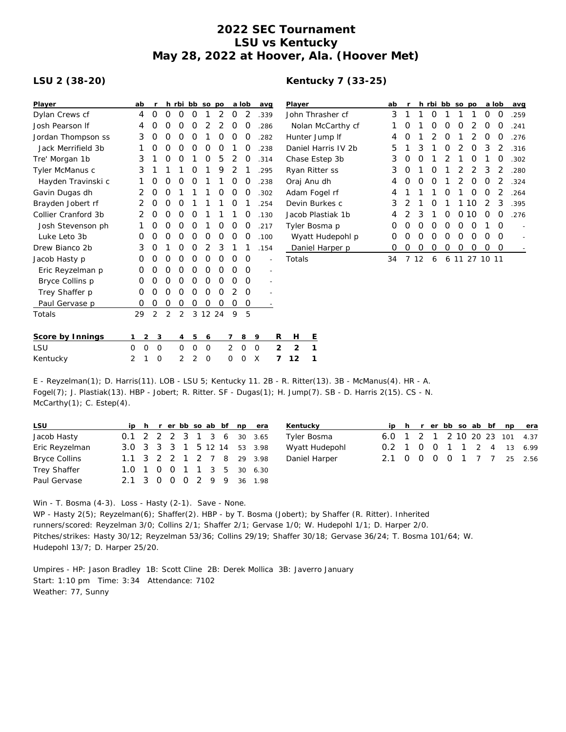# 2022 SEC Tournament
# LSU vs Kentucky
# May 28, 2022 at Hoover, Ala. (Hoover Met)

## LSU 2 (38-20)

| Player | ab | r | h | rbi | bb | so | po | a | lob | avg |
|---|---|---|---|---|---|---|---|---|---|---|
| Dylan Crews cf | 4 | 0 | 0 | 0 | 0 | 1 | 2 | 0 | 2 | .339 |
| Josh Pearson lf | 4 | 0 | 0 | 0 | 0 | 2 | 2 | 0 | 0 | .286 |
| Jordan Thompson ss | 3 | 0 | 0 | 0 | 0 | 1 | 0 | 0 | 0 | .282 |
| Jack Merrifield 3b | 1 | 0 | 0 | 0 | 0 | 0 | 0 | 1 | 0 | .238 |
| Tre' Morgan 1b | 3 | 1 | 0 | 0 | 1 | 0 | 5 | 2 | 0 | .314 |
| Tyler McManus c | 3 | 1 | 1 | 1 | 0 | 1 | 9 | 2 | 1 | .295 |
| Hayden Travinski c | 1 | 0 | 0 | 0 | 0 | 1 | 1 | 0 | 0 | .238 |
| Gavin Dugas dh | 2 | 0 | 0 | 1 | 1 | 1 | 0 | 0 | 0 | .302 |
| Brayden Jobert rf | 2 | 0 | 0 | 0 | 1 | 1 | 1 | 0 | 1 | .254 |
| Collier Cranford 3b | 2 | 0 | 0 | 0 | 0 | 1 | 1 | 1 | 0 | .130 |
| Josh Stevenson ph | 1 | 0 | 0 | 0 | 0 | 1 | 0 | 0 | 0 | .217 |
| Luke Leto 3b | 0 | 0 | 0 | 0 | 0 | 0 | 0 | 0 | 0 | .100 |
| Drew Bianco 2b | 3 | 0 | 1 | 0 | 0 | 2 | 3 | 1 | 1 | .154 |
| Jacob Hasty p | 0 | 0 | 0 | 0 | 0 | 0 | 0 | 0 | 0 | - |
| Eric Reyzelman p | 0 | 0 | 0 | 0 | 0 | 0 | 0 | 0 | 0 | - |
| Bryce Collins p | 0 | 0 | 0 | 0 | 0 | 0 | 0 | 0 | 0 | - |
| Trey Shaffer p | 0 | 0 | 0 | 0 | 0 | 0 | 0 | 2 | 0 | - |
| Paul Gervase p | 0 | 0 | 0 | 0 | 0 | 0 | 0 | 0 | 0 | - |
| Totals | 29 | 2 | 2 | 2 | 3 | 12 | 24 | 9 | 5 | |

## Kentucky 7 (33-25)

| Player | ab | r | h | rbi | bb | so | po | a | lob | avg |
|---|---|---|---|---|---|---|---|---|---|---|
| John Thrasher cf | 3 | 1 | 1 | 0 | 1 | 1 | 1 | 0 | 0 | .259 |
| Nolan McCarthy cf | 1 | 0 | 1 | 0 | 0 | 0 | 2 | 0 | 0 | .241 |
| Hunter Jump lf | 4 | 0 | 1 | 2 | 0 | 1 | 2 | 0 | 0 | .276 |
| Daniel Harris IV 2b | 5 | 1 | 3 | 1 | 0 | 2 | 0 | 3 | 2 | .316 |
| Chase Estep 3b | 3 | 0 | 0 | 1 | 2 | 1 | 0 | 1 | 0 | .302 |
| Ryan Ritter ss | 3 | 0 | 1 | 0 | 1 | 2 | 2 | 3 | 2 | .280 |
| Oraj Anu dh | 4 | 0 | 0 | 0 | 1 | 2 | 0 | 0 | 2 | .324 |
| Adam Fogel rf | 4 | 1 | 1 | 1 | 0 | 1 | 0 | 0 | 2 | .264 |
| Devin Burkes c | 3 | 2 | 1 | 0 | 1 | 1 | 10 | 2 | 3 | .395 |
| Jacob Plastiak 1b | 4 | 2 | 3 | 1 | 0 | 0 | 10 | 0 | 0 | .276 |
| Tyler Bosma p | 0 | 0 | 0 | 0 | 0 | 0 | 0 | 1 | 0 | - |
| Wyatt Hudepohl p | 0 | 0 | 0 | 0 | 0 | 0 | 0 | 0 | 0 | - |
| Daniel Harper p | 0 | 0 | 0 | 0 | 0 | 0 | 0 | 0 | 0 | - |
| Totals | 34 | 7 | 12 | 6 | 6 | 11 | 27 | 10 | 11 | |

| Score by Innings | 1 | 2 | 3 | 4 | 5 | 6 | 7 | 8 | 9 | R | H | E |
|---|---|---|---|---|---|---|---|---|---|---|---|---|
| LSU | 0 | 0 | 0 | 0 | 0 | 0 | 2 | 0 | 0 | 2 | 2 | 1 |
| Kentucky | 2 | 1 | 0 | 2 | 2 | 0 | 0 | 0 | X | 7 | 12 | 1 |

E - Reyzelman(1); D. Harris(11). LOB - LSU 5; Kentucky 11. 2B - R. Ritter(13). 3B - McManus(4). HR - A. Fogel(7); J. Plastiak(13). HBP - Jobert; R. Ritter. SF - Dugas(1); H. Jump(7). SB - D. Harris 2(15). CS - N. McCarthy(1); C. Estep(4).

| LSU | ip | h | r | er | bb | so | ab | bf | np | era |
|---|---|---|---|---|---|---|---|---|---|---|
| Jacob Hasty | 0.1 | 2 | 2 | 2 | 3 | 1 | 3 | 6 | 30 | 3.65 |
| Eric Reyzelman | 3.0 | 3 | 3 | 3 | 1 | 5 | 12 | 14 | 53 | 3.98 |
| Bryce Collins | 1.1 | 3 | 2 | 2 | 1 | 2 | 7 | 8 | 29 | 3.98 |
| Trey Shaffer | 1.0 | 1 | 0 | 0 | 1 | 1 | 3 | 5 | 30 | 6.30 |
| Paul Gervase | 2.1 | 3 | 0 | 0 | 0 | 2 | 9 | 9 | 36 | 1.98 |

| Kentucky | ip | h | r | er | bb | so | ab | bf | np | era |
|---|---|---|---|---|---|---|---|---|---|---|
| Tyler Bosma | 6.0 | 1 | 2 | 1 | 2 | 10 | 20 | 23 | 101 | 4.37 |
| Wyatt Hudepohl | 0.2 | 1 | 0 | 0 | 1 | 1 | 2 | 4 | 13 | 6.99 |
| Daniel Harper | 2.1 | 0 | 0 | 0 | 0 | 1 | 7 | 7 | 25 | 2.56 |

Win - T. Bosma (4-3). Loss - Hasty (2-1). Save - None.
WP - Hasty 2(5); Reyzelman(6); Shaffer(2). HBP - by T. Bosma (Jobert); by Shaffer (R. Ritter). Inherited runners/scored: Reyzelman 3/0; Collins 2/1; Shaffer 2/1; Gervase 1/0; W. Hudepohl 1/1; D. Harper 2/0.
Pitches/strikes: Hasty 30/12; Reyzelman 53/36; Collins 29/19; Shaffer 30/18; Gervase 36/24; T. Bosma 101/64; W. Hudepohl 13/7; D. Harper 25/20.

Umpires - HP: Jason Bradley 1B: Scott Cline 2B: Derek Mollica 3B: Javerro January
Start: 1:10 pm Time: 3:34 Attendance: 7102
Weather: 77, Sunny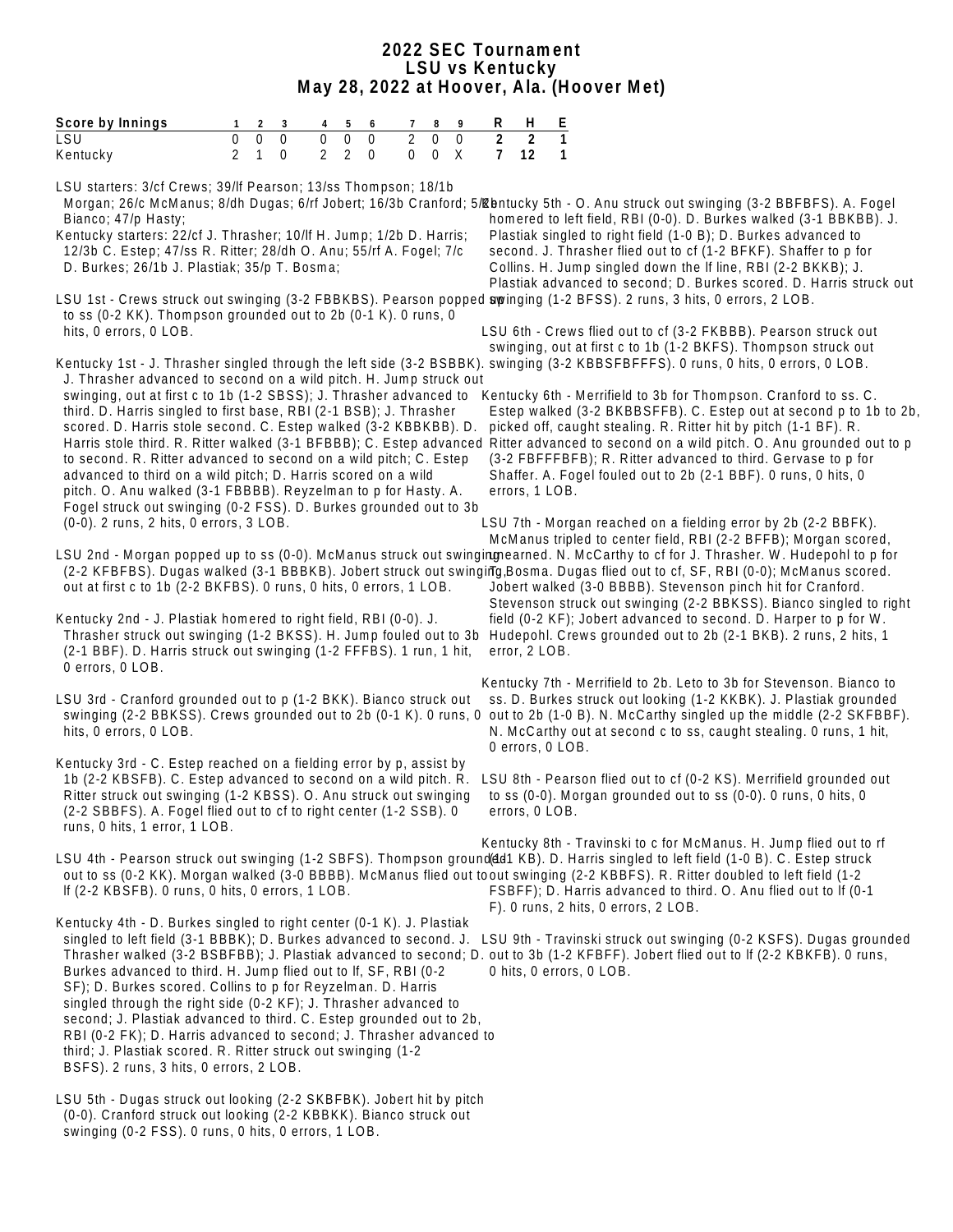# 2022 SEC Tournament
# LSU vs Kentucky
# May 28, 2022 at Hoover, Ala. (Hoover Met)

| Score by Innings | 1 | 2 | 3 | 4 | 5 | 6 | 7 | 8 | 9 | R | H | E |
|---|---|---|---|---|---|---|---|---|---|---|---|---|
| LSU | 0 | 0 | 0 | 0 | 0 | 0 | 2 | 0 | 0 | 2 | 2 | 1 |
| Kentucky | 2 | 1 | 0 | 2 | 2 | 0 | 0 | 0 | X | 7 | 12 | 1 |

LSU starters: 3/cf Crews; 39/lf Pearson; 13/ss Thompson; 18/1b Morgan; 26/c McManus; 8/dh Dugas; 6/rf Jobert; 16/3b Cranford; 5/2b Bianco; 47/p Hasty;

Kentucky starters: 22/cf J. Thrasher; 10/lf H. Jump; 1/2b D. Harris; 12/3b C. Estep; 47/ss R. Ritter; 28/dh O. Anu; 55/rf A. Fogel; 7/c D. Burkes; 26/1b J. Plastiak; 35/p T. Bosma;

LSU 1st - Crews struck out swinging (3-2 FBBKBS). Pearson popped up to ss (0-2 KK). Thompson grounded out to 2b (0-1 K). 0 runs, 0 hits, 0 errors, 0 LOB.

Kentucky 1st - J. Thrasher singled through the left side (3-2 BSBBK). J. Thrasher advanced to second on a wild pitch. H. Jump struck out swinging, out at first c to 1b (1-2 SBSS); J. Thrasher advanced to third. D. Harris singled to first base, RBI (2-1 BSB); J. Thrasher scored. D. Harris stole second. C. Estep walked (3-2 KBBKBB). D. Harris stole third. R. Ritter walked (3-1 BFBBB); C. Estep advanced to second. R. Ritter advanced to second on a wild pitch; C. Estep advanced to third on a wild pitch; D. Harris scored on a wild pitch. O. Anu walked (3-1 FBBBB). Reyzelman to p for Hasty. A. Fogel struck out swinging (0-2 FSS). D. Burkes grounded out to 3b (0-0). 2 runs, 2 hits, 0 errors, 3 LOB.

LSU 2nd - Morgan popped up to ss (0-0). McManus struck out swinging (2-2 KFBFBS). Dugas walked (3-1 BBBKB). Jobert struck out swinging, out at first c to 1b (2-2 BKFBS). 0 runs, 0 hits, 0 errors, 1 LOB.

Kentucky 2nd - J. Plastiak homered to right field, RBI (0-0). J. Thrasher struck out swinging (1-2 BKSS). H. Jump fouled out to 3b (2-1 BBF). D. Harris struck out swinging (1-2 FFFBS). 1 run, 1 hit, 0 errors, 0 LOB.

LSU 3rd - Cranford grounded out to p (1-2 BKK). Bianco struck out swinging (2-2 BBKSS). Crews grounded out to 2b (0-1 K). 0 runs, 0 hits, 0 errors, 0 LOB.

Kentucky 3rd - C. Estep reached on a fielding error by p, assist by 1b (2-2 KBSFB). C. Estep advanced to second on a wild pitch. R. Ritter struck out swinging (1-2 KBSS). O. Anu struck out swinging (2-2 SBBFS). A. Fogel flied out to cf to right center (1-2 SSB). 0 runs, 0 hits, 1 error, 1 LOB.

LSU 4th - Pearson struck out swinging (1-2 SBFS). Thompson grounded out to ss (0-2 KK). Morgan walked (3-0 BBBB). McManus flied out to lf (2-2 KBSFB). 0 runs, 0 hits, 0 errors, 1 LOB.

Kentucky 4th - D. Burkes singled to right center (0-1 K). J. Plastiak singled to left field (3-1 BBBK); D. Burkes advanced to second. J. Thrasher walked (3-2 BSBFBB); J. Plastiak advanced to second; D. Burkes advanced to third. H. Jump flied out to lf, SF, RBI (0-2 SF); D. Burkes scored. Collins to p for Reyzelman. D. Harris singled through the right side (0-2 KF); J. Thrasher advanced to second; J. Plastiak advanced to third. C. Estep grounded out to 2b, RBI (0-2 FK); D. Harris advanced to second; J. Thrasher advanced to third; J. Plastiak scored. R. Ritter struck out swinging (1-2 BSFS). 2 runs, 3 hits, 0 errors, 2 LOB.

LSU 5th - Dugas struck out looking (2-2 SKBFBK). Jobert hit by pitch (0-0). Cranford struck out looking (2-2 KBBKK). Bianco struck out swinging (0-2 FSS). 0 runs, 0 hits, 0 errors, 1 LOB.

Kentucky 5th - O. Anu struck out swinging (3-2 BBFBFS). A. Fogel homered to left field, RBI (0-0). D. Burkes walked (3-1 BBKBB). J. Plastiak singled to right field (1-0 B); D. Burkes advanced to second. J. Thrasher flied out to cf (1-2 BFKF). Shaffer to p for Collins. H. Jump singled down the lf line, RBI (2-2 BKKB); J. Plastiak advanced to second; D. Burkes scored. D. Harris struck out swinging (1-2 BFSS). 2 runs, 3 hits, 0 errors, 2 LOB.

LSU 6th - Crews flied out to cf (3-2 FKBBB). Pearson struck out swinging, out at first c to 1b (1-2 BKFS). Thompson struck out swinging (3-2 KBBSFBFFFS). 0 runs, 0 hits, 0 errors, 0 LOB.

Kentucky 6th - Merrifield to 3b for Thompson. Cranford to ss. C. Estep walked (3-2 BKBBSFFB). C. Estep out at second p to 1b to 2b, picked off, caught stealing. R. Ritter hit by pitch (1-1 BF). R. Ritter advanced to second on a wild pitch. O. Anu grounded out to p (3-2 FBFFFBFB); R. Ritter advanced to third. Gervase to p for Shaffer. A. Fogel fouled out to 2b (2-1 BBF). 0 runs, 0 hits, 0 errors, 1 LOB.

LSU 7th - Morgan reached on a fielding error by 2b (2-2 BBFK). McManus tripled to center field, RBI (2-2 BFFB); Morgan scored, unearned. N. McCarthy to cf for J. Thrasher. W. Hudepohl to p for T. Bosma. Dugas flied out to cf, SF, RBI (0-0); McManus scored. Jobert walked (3-0 BBBB). Stevenson pinch hit for Cranford. Stevenson struck out swinging (2-2 BBKSS). Bianco singled to right field (0-2 KF); Jobert advanced to second. D. Harper to p for W. Hudepohl. Crews grounded out to 2b (2-1 BKB). 2 runs, 2 hits, 1 error, 2 LOB.

Kentucky 7th - Merrifield to 2b. Leto to 3b for Stevenson. Bianco to ss. D. Burkes struck out looking (1-2 KKBK). J. Plastiak grounded out to 2b (1-0 B). N. McCarthy singled up the middle (2-2 SKFBBF). N. McCarthy out at second c to ss, caught stealing. 0 runs, 1 hit, 0 errors, 0 LOB.

LSU 8th - Pearson flied out to cf (0-2 KS). Merrifield grounded out to ss (0-0). Morgan grounded out to ss (0-0). 0 runs, 0 hits, 0 errors, 0 LOB.

Kentucky 8th - Travinski to c for McManus. H. Jump flied out to rf (1-1 KB). D. Harris singled to left field (1-0 B). C. Estep struck out swinging (2-2 KBBFS). R. Ritter doubled to left field (1-2 FSBFF); D. Harris advanced to third. O. Anu flied out to lf (0-1 F). 0 runs, 2 hits, 0 errors, 2 LOB.

LSU 9th - Travinski struck out swinging (0-2 KSFS). Dugas grounded out to 3b (1-2 KFBFF). Jobert flied out to lf (2-2 KBKFB). 0 runs, 0 hits, 0 errors, 0 LOB.